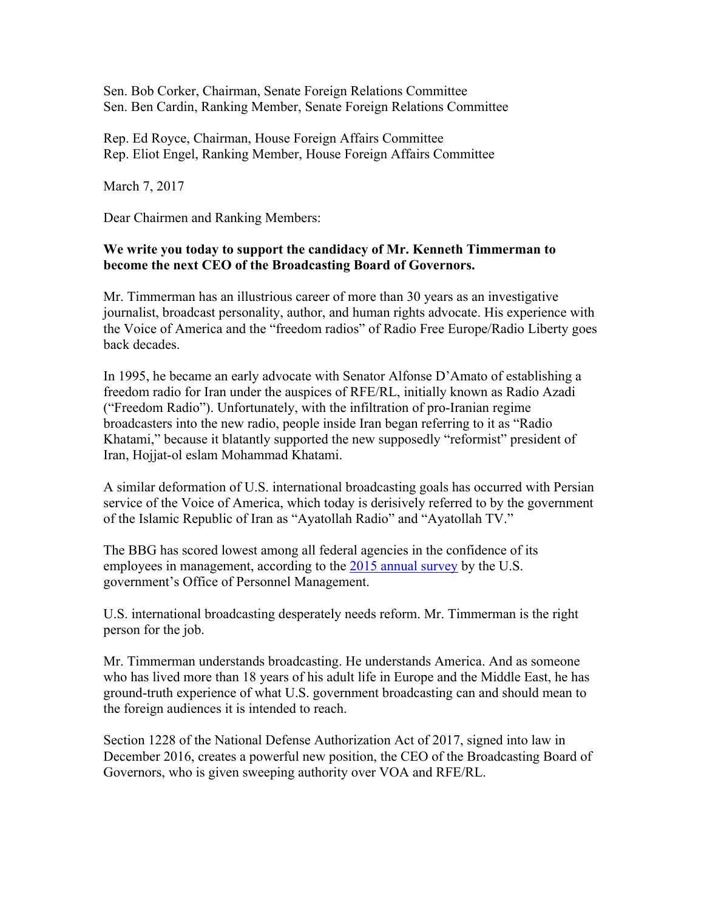Sen. Bob Corker, Chairman, Senate Foreign Relations Committee
Sen. Ben Cardin, Ranking Member, Senate Foreign Relations Committee

Rep. Ed Royce, Chairman, House Foreign Affairs Committee
Rep. Eliot Engel, Ranking Member, House Foreign Affairs Committee

March 7, 2017

Dear Chairmen and Ranking Members:

**We write you today to support the candidacy of Mr. Kenneth Timmerman to become the next CEO of the Broadcasting Board of Governors.**

Mr. Timmerman has an illustrious career of more than 30 years as an investigative journalist, broadcast personality, author, and human rights advocate. His experience with the Voice of America and the "freedom radios" of Radio Free Europe/Radio Liberty goes back decades.

In 1995, he became an early advocate with Senator Alfonse D'Amato of establishing a freedom radio for Iran under the auspices of RFE/RL, initially known as Radio Azadi ("Freedom Radio"). Unfortunately, with the infiltration of pro-Iranian regime broadcasters into the new radio, people inside Iran began referring to it as "Radio Khatami," because it blatantly supported the new supposedly "reformist" president of Iran, Hojjat-ol eslam Mohammad Khatami.

A similar deformation of U.S. international broadcasting goals has occurred with Persian service of the Voice of America, which today is derisively referred to by the government of the Islamic Republic of Iran as "Ayatollah Radio" and "Ayatollah TV."

The BBG has scored lowest among all federal agencies in the confidence of its employees in management, according to the 2015 annual survey by the U.S. government's Office of Personnel Management.

U.S. international broadcasting desperately needs reform. Mr. Timmerman is the right person for the job.

Mr. Timmerman understands broadcasting. He understands America. And as someone who has lived more than 18 years of his adult life in Europe and the Middle East, he has ground-truth experience of what U.S. government broadcasting can and should mean to the foreign audiences it is intended to reach.

Section 1228 of the National Defense Authorization Act of 2017, signed into law in December 2016, creates a powerful new position, the CEO of the Broadcasting Board of Governors, who is given sweeping authority over VOA and RFE/RL.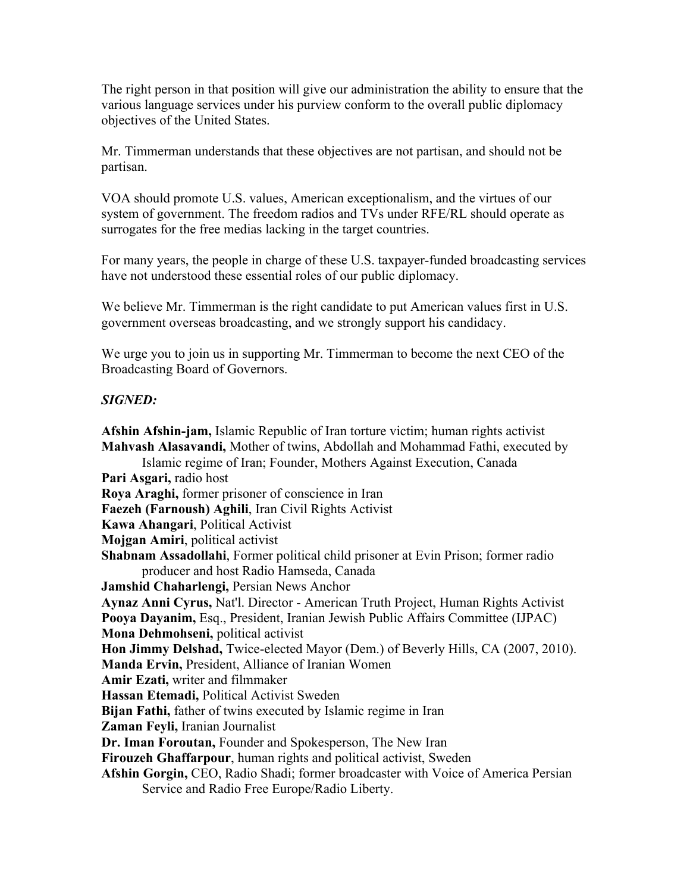The right person in that position will give our administration the ability to ensure that the various language services under his purview conform to the overall public diplomacy objectives of the United States.

Mr. Timmerman understands that these objectives are not partisan, and should not be partisan.

VOA should promote U.S. values, American exceptionalism, and the virtues of our system of government. The freedom radios and TVs under RFE/RL should operate as surrogates for the free medias lacking in the target countries.

For many years, the people in charge of these U.S. taxpayer-funded broadcasting services have not understood these essential roles of our public diplomacy.

We believe Mr. Timmerman is the right candidate to put American values first in U.S. government overseas broadcasting, and we strongly support his candidacy.

We urge you to join us in supporting Mr. Timmerman to become the next CEO of the Broadcasting Board of Governors.

***SIGNED:***

**Afshin Afshin-jam,** Islamic Republic of Iran torture victim; human rights activist
**Mahvash Alasavandi,** Mother of twins, Abdollah and Mohammad Fathi, executed by Islamic regime of Iran; Founder, Mothers Against Execution, Canada
**Pari Asgari,** radio host
**Roya Araghi,** former prisoner of conscience in Iran
**Faezeh (Farnoush) Aghili**, Iran Civil Rights Activist
**Kawa Ahangari**, Political Activist
**Mojgan Amiri**, political activist
**Shabnam Assadollahi**, Former political child prisoner at Evin Prison; former radio producer and host Radio Hamseda, Canada
**Jamshid Chaharlengi,** Persian News Anchor
**Aynaz Anni Cyrus,** Nat'l. Director - American Truth Project, Human Rights Activist
**Pooya Dayanim,** Esq., President, Iranian Jewish Public Affairs Committee (IJPAC)
**Mona Dehmohseni,** political activist
**Hon Jimmy Delshad,** Twice-elected Mayor (Dem.) of Beverly Hills, CA (2007, 2010).
**Manda Ervin,** President, Alliance of Iranian Women
**Amir Ezati,** writer and filmmaker
**Hassan Etemadi,** Political Activist Sweden
**Bijan Fathi,** father of twins executed by Islamic regime in Iran
**Zaman Feyli,** Iranian Journalist
**Dr. Iman Foroutan,** Founder and Spokesperson, The New Iran
**Firouzeh Ghaffarpour**, human rights and political activist, Sweden
**Afshin Gorgin,** CEO, Radio Shadi; former broadcaster with Voice of America Persian Service and Radio Free Europe/Radio Liberty.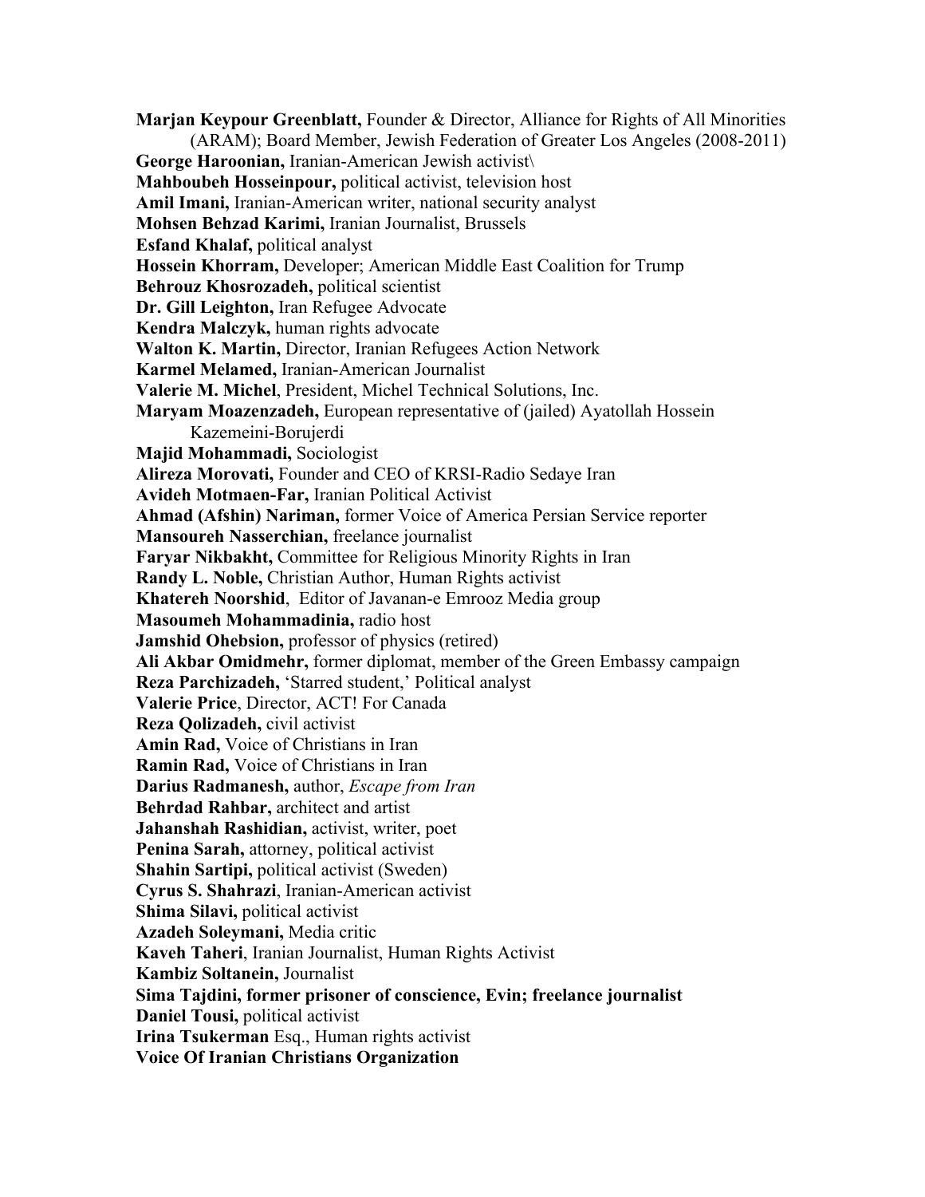**Marjan Keypour Greenblatt,** Founder & Director, Alliance for Rights of All Minorities (ARAM); Board Member, Jewish Federation of Greater Los Angeles (2008-2011)
**George Haroonian,** Iranian-American Jewish activist\
**Mahboubeh Hosseinpour,** political activist, television host
**Amil Imani,** Iranian-American writer, national security analyst
**Mohsen Behzad Karimi,** Iranian Journalist, Brussels
**Esfand Khalaf,** political analyst
**Hossein Khorram,** Developer; American Middle East Coalition for Trump
**Behrouz Khosrozadeh,** political scientist
**Dr. Gill Leighton,** Iran Refugee Advocate
**Kendra Malczyk,** human rights advocate
**Walton K. Martin,** Director, Iranian Refugees Action Network
**Karmel Melamed,** Iranian-American Journalist
**Valerie M. Michel**, President, Michel Technical Solutions, Inc.
**Maryam Moazenzadeh,** European representative of (jailed) Ayatollah Hossein Kazemeini-Borujerdi
**Majid Mohammadi,** Sociologist
**Alireza Morovati,** Founder and CEO of KRSI-Radio Sedaye Iran
**Avideh Motmaen-Far,** Iranian Political Activist
**Ahmad (Afshin) Nariman,** former Voice of America Persian Service reporter
**Mansoureh Nasserchian,** freelance journalist
**Faryar Nikbakht,** Committee for Religious Minority Rights in Iran
**Randy L. Noble,** Christian Author, Human Rights activist
**Khatereh Noorshid**, Editor of Javanan-e Emrooz Media group
**Masoumeh Mohammadinia,** radio host
**Jamshid Ohebsion,** professor of physics (retired)
**Ali Akbar Omidmehr,** former diplomat, member of the Green Embassy campaign
**Reza Parchizadeh,** 'Starred student,' Political analyst
**Valerie Price**, Director, ACT! For Canada
**Reza Qolizadeh,** civil activist
**Amin Rad,** Voice of Christians in Iran
**Ramin Rad,** Voice of Christians in Iran
**Darius Radmanesh,** author, *Escape from Iran*
**Behrdad Rahbar,** architect and artist
**Jahanshah Rashidian,** activist, writer, poet
**Penina Sarah,** attorney, political activist
**Shahin Sartipi,** political activist (Sweden)
**Cyrus S. Shahrazi**, Iranian-American activist
**Shima Silavi,** political activist
**Azadeh Soleymani,** Media critic
**Kaveh Taheri**, Iranian Journalist, Human Rights Activist
**Kambiz Soltanein,** Journalist
**Sima Tajdini, former prisoner of conscience, Evin; freelance journalist**
**Daniel Tousi,** political activist
**Irina Tsukerman** Esq., Human rights activist
**Voice Of Iranian Christians Organization**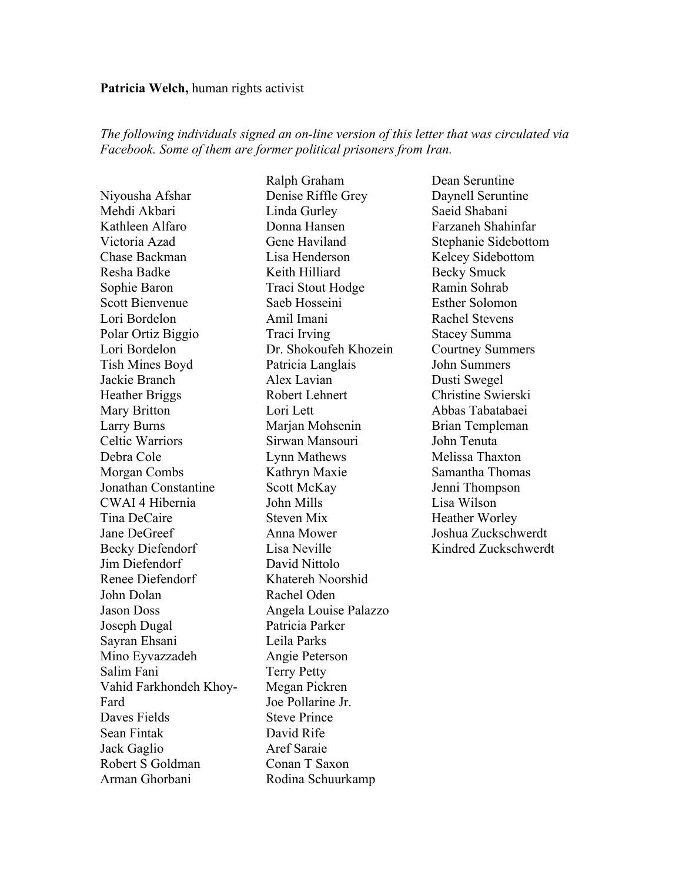**Patricia Welch,** human rights activist

*The following individuals signed an on-line version of this letter that was circulated via Facebook. Some of them are former political prisoners from Iran.*

Niyousha Afshar
Mehdi Akbari
Kathleen Alfaro
Victoria Azad
Chase Backman
Resha Badke
Sophie Baron
Scott Bienvenue
Lori Bordelon
Polar Ortiz Biggio
Lori Bordelon
Tish Mines Boyd
Jackie Branch
Heather Briggs
Mary Britton
Larry Burns
Celtic Warriors
Debra Cole
Morgan Combs
Jonathan Constantine
CWAI 4 Hibernia
Tina DeCaire
Jane DeGreef
Becky Diefendorf
Jim Diefendorf
Renee Diefendorf
John Dolan
Jason Doss
Joseph Dugal
Sayran Ehsani
Mino Eyvazzadeh
Salim Fani
Vahid Farkhondeh Khoy-Fard
Daves Fields
Sean Fintak
Jack Gaglio
Robert S Goldman
Arman Ghorbani
Ralph Graham
Denise Riffle Grey
Linda Gurley
Donna Hansen
Gene Haviland
Lisa Henderson
Keith Hilliard
Traci Stout Hodge
Saeb Hosseini
Amil Imani
Traci Irving
Dr. Shokoufeh Khozein
Patricia Langlais
Alex Lavian
Robert Lehnert
Lori Lett
Marjan Mohsenin
Sirwan Mansouri
Lynn Mathews
Kathryn Maxie
Scott McKay
John Mills
Steven Mix
Anna Mower
Lisa Neville
David Nittolo
Khatereh Noorshid
Rachel Oden
Angela Louise Palazzo
Patricia Parker
Leila Parks
Angie Peterson
Terry Petty
Megan Pickren
Joe Pollarine Jr.
Steve Prince
David Rife
Aref Saraie
Conan T Saxon
Rodina Schuurkamp
Dean Seruntine
Daynell Seruntine
Saeid Shabani
Farzaneh Shahinfar
Stephanie Sidebottom
Kelcey Sidebottom
Becky Smuck
Ramin Sohrab
Esther Solomon
Rachel Stevens
Stacey Summa
Courtney Summers
John Summers
Dusti Swegel
Christine Swierski
Abbas Tabatabaei
Brian Templeman
John Tenuta
Melissa Thaxton
Samantha Thomas
Jenni Thompson
Lisa Wilson
Heather Worley
Joshua Zuckschwerdt
Kindred Zuckschwerdt